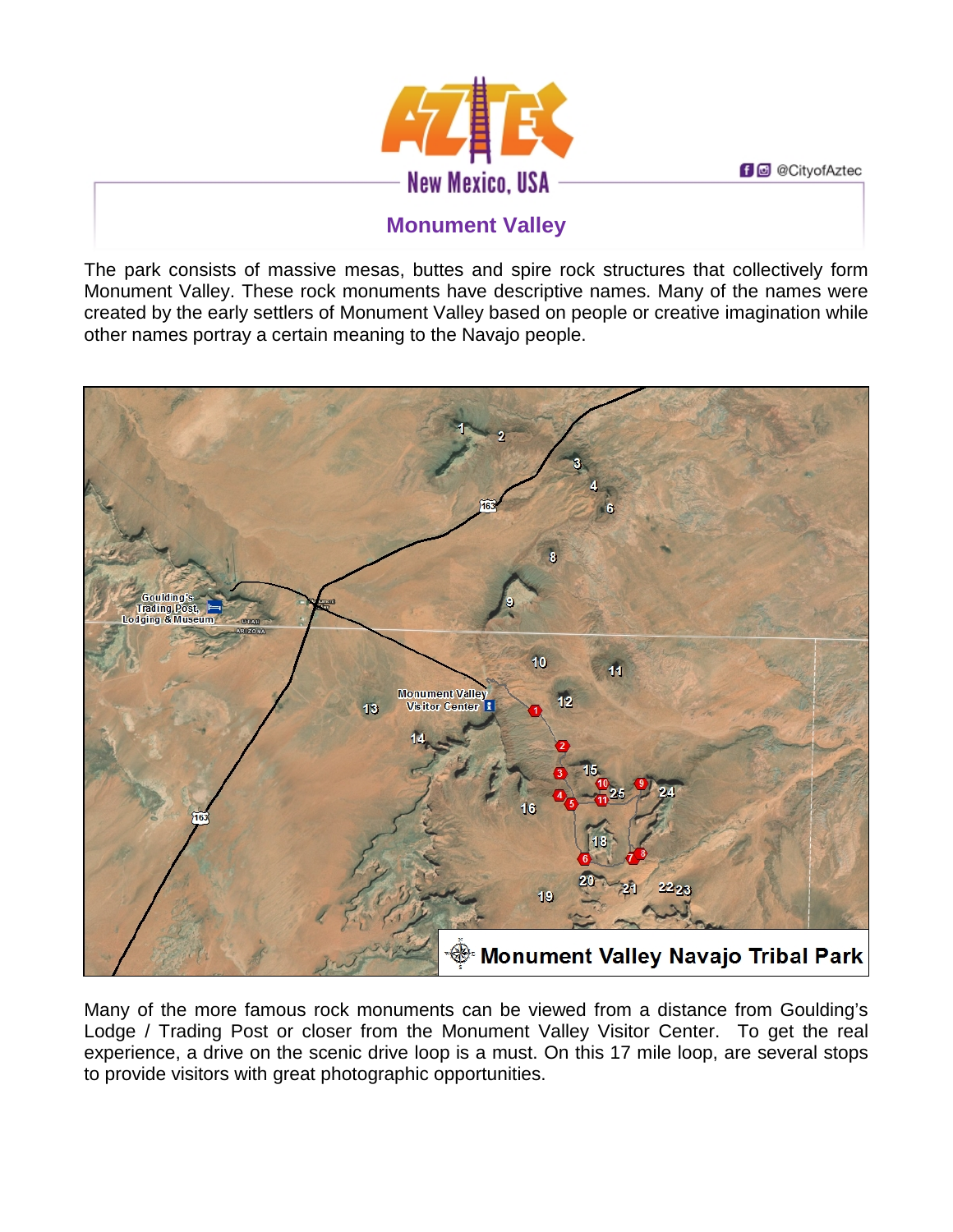# Monument Valley

The park consists of massive mesas, buttes and spire rock structures that collectively form Monument Valley. These rock monuments have descriptive names. Many of the names were created by the early settlers of Monument Valley based on people or creative imagination while other names portray a certain meaning to the Navajo people.

Monument Valley Navajo Tribal Park

Many of the more famous rock monuments can be viewed from a distance from Goulding's Lodge / Trading Post or closer from the Monument Valley Visitor Center. To get the real experience, a drive on the scenic drive loop is a must. On this 17 mile loop, are several stops to provide visitors with great photographic opportunities.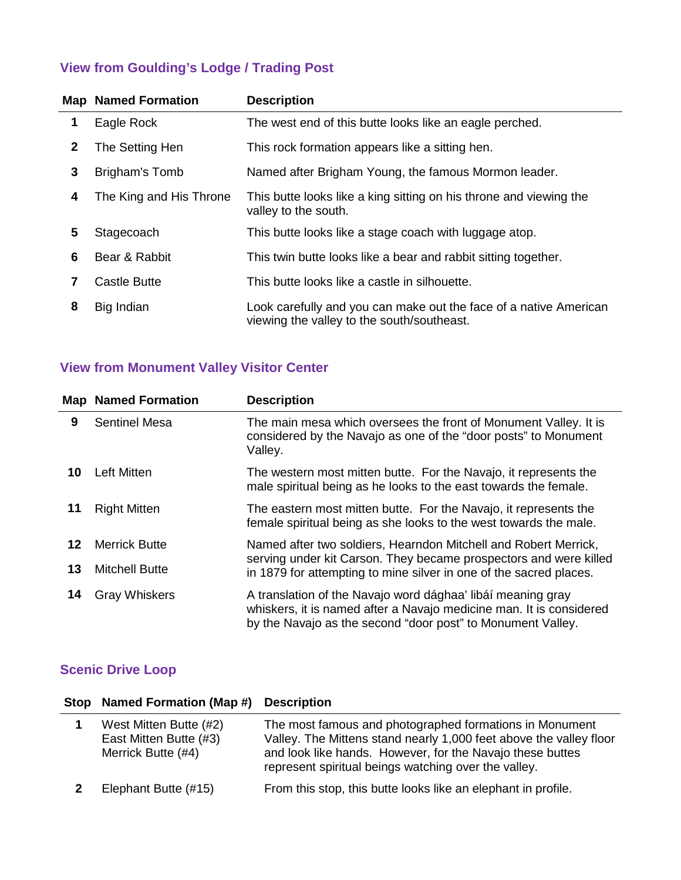### View from Goulding's Lodge / Trading Post

| Map | Named Formation | Description |
|---|---|---|
| 1 | Eagle Rock | The west end of this butte looks like an eagle perched. |
| 2 | The Setting Hen | This rock formation appears like a sitting hen. |
| 3 | Brigham's Tomb | Named after Brigham Young, the famous Mormon leader. |
| 4 | The King and His Throne | This butte looks like a king sitting on his throne and viewing the valley to the south. |
| 5 | Stagecoach | This butte looks like a stage coach with luggage atop. |
| 6 | Bear & Rabbit | This twin butte looks like a bear and rabbit sitting together. |
| 7 | Castle Butte | This butte looks like a castle in silhouette. |
| 8 | Big Indian | Look carefully and you can make out the face of a native American viewing the valley to the south/southeast. |

### View from Monument Valley Visitor Center

| Map | Named Formation | Description |
|---|---|---|
| 9 | Sentinel Mesa | The main mesa which oversees the front of Monument Valley. It is considered by the Navajo as one of the "door posts" to Monument Valley. |
| 10 | Left Mitten | The western most mitten butte. For the Navajo, it represents the male spiritual being as he looks to the east towards the female. |
| 11 | Right Mitten | The eastern most mitten butte. For the Navajo, it represents the female spiritual being as she looks to the west towards the male. |
| 12 | Merrick Butte | Named after two soldiers, Hearndon Mitchell and Robert Merrick, serving under kit Carson. They became prospectors and were killed in 1879 for attempting to mine silver in one of the sacred places. |
| 13 | Mitchell Butte | |
| 14 | Gray Whiskers | A translation of the Navajo word dághaa' libáí meaning gray whiskers, it is named after a Navajo medicine man. It is considered by the Navajo as the second "door post" to Monument Valley. |

### Scenic Drive Loop

| Stop | Named Formation (Map #) | Description |
|---|---|---|
| 1 | West Mitten Butte (#2)<br>East Mitten Butte (#3)<br>Merrick Butte (#4) | The most famous and photographed formations in Monument Valley. The Mittens stand nearly 1,000 feet above the valley floor and look like hands. However, for the Navajo these buttes represent spiritual beings watching over the valley. |
| 2 | Elephant Butte (#15) | From this stop, this butte looks like an elephant in profile. |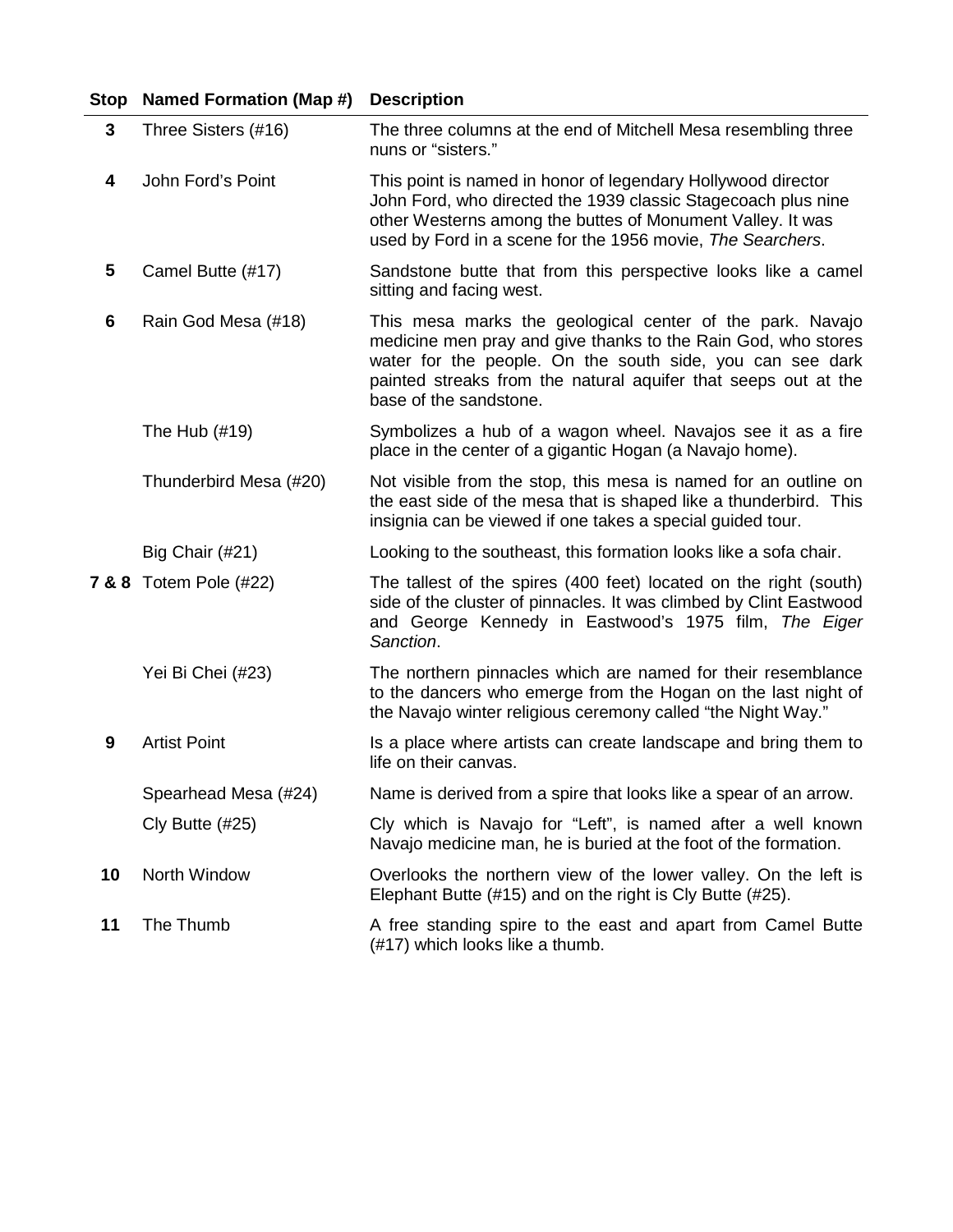| Stop | Named Formation (Map #) | Description |
|---|---|---|
| **3** | Three Sisters (#16) | The three columns at the end of Mitchell Mesa resembling three nuns or "sisters." |
| **4** | John Ford's Point | This point is named in honor of legendary Hollywood director John Ford, who directed the 1939 classic Stagecoach plus nine other Westerns among the buttes of Monument Valley. It was used by Ford in a scene for the 1956 movie, *The Searchers*. |
| **5** | Camel Butte (#17) | Sandstone butte that from this perspective looks like a camel sitting and facing west. |
| **6** | Rain God Mesa (#18) | This mesa marks the geological center of the park. Navajo medicine men pray and give thanks to the Rain God, who stores water for the people. On the south side, you can see dark painted streaks from the natural aquifer that seeps out at the base of the sandstone. |
| | The Hub (#19) | Symbolizes a hub of a wagon wheel. Navajos see it as a fire place in the center of a gigantic Hogan (a Navajo home). |
| | Thunderbird Mesa (#20) | Not visible from the stop, this mesa is named for an outline on the east side of the mesa that is shaped like a thunderbird. This insignia can be viewed if one takes a special guided tour. |
| | Big Chair (#21) | Looking to the southeast, this formation looks like a sofa chair. |
| **7 & 8** | Totem Pole (#22) | The tallest of the spires (400 feet) located on the right (south) side of the cluster of pinnacles. It was climbed by Clint Eastwood and George Kennedy in Eastwood's 1975 film, *The Eiger Sanction*. |
| | Yei Bi Chei (#23) | The northern pinnacles which are named for their resemblance to the dancers who emerge from the Hogan on the last night of the Navajo winter religious ceremony called "the Night Way." |
| **9** | Artist Point | Is a place where artists can create landscape and bring them to life on their canvas. |
| | Spearhead Mesa (#24) | Name is derived from a spire that looks like a spear of an arrow. |
| | Cly Butte (#25) | Cly which is Navajo for "Left", is named after a well known Navajo medicine man, he is buried at the foot of the formation. |
| **10** | North Window | Overlooks the northern view of the lower valley. On the left is Elephant Butte (#15) and on the right is Cly Butte (#25). |
| **11** | The Thumb | A free standing spire to the east and apart from Camel Butte (#17) which looks like a thumb. |